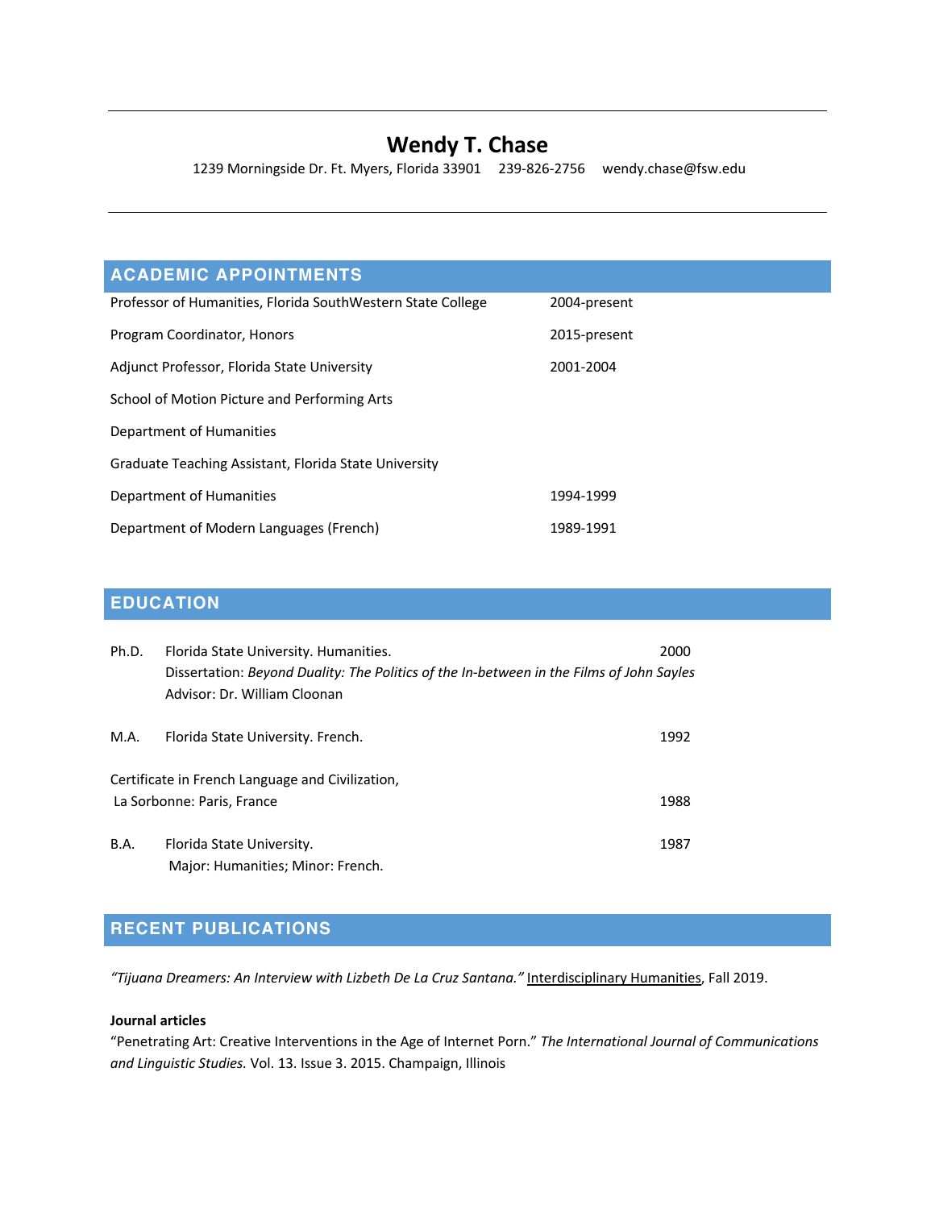# Wendy T. Chase

1239 Morningside Dr. Ft. Myers, Florida 33901   239-826-2756   wendy.chase@fsw.edu

## ACADEMIC APPOINTMENTS

| | |
|---|---|
| Professor of Humanities, Florida SouthWestern State College | 2004-present |
| Program Coordinator, Honors | 2015-present |
| Adjunct Professor, Florida State University | 2001-2004 |
| School of Motion Picture and Performing Arts | |
| Department of Humanities | |
| Graduate Teaching Assistant, Florida State University | |
| Department of Humanities | 1994-1999 |
| Department of Modern Languages (French) | 1989-1991 |

## EDUCATION

Ph.D. Florida State University. Humanities. 2000
Dissertation: *Beyond Duality: The Politics of the In-between in the Films of John Sayles*
Advisor: Dr. William Cloonan

M.A. Florida State University. French. 1992

Certificate in French Language and Civilization,
La Sorbonne: Paris, France 1988

B.A. Florida State University. 1987
Major: Humanities; Minor: French.

## RECENT PUBLICATIONS

*"Tijuana Dreamers: An Interview with Lizbeth De La Cruz Santana."* Interdisciplinary Humanities, Fall 2019.

**Journal articles**

"Penetrating Art: Creative Interventions in the Age of Internet Porn." *The International Journal of Communications and Linguistic Studies.* Vol. 13. Issue 3. 2015. Champaign, Illinois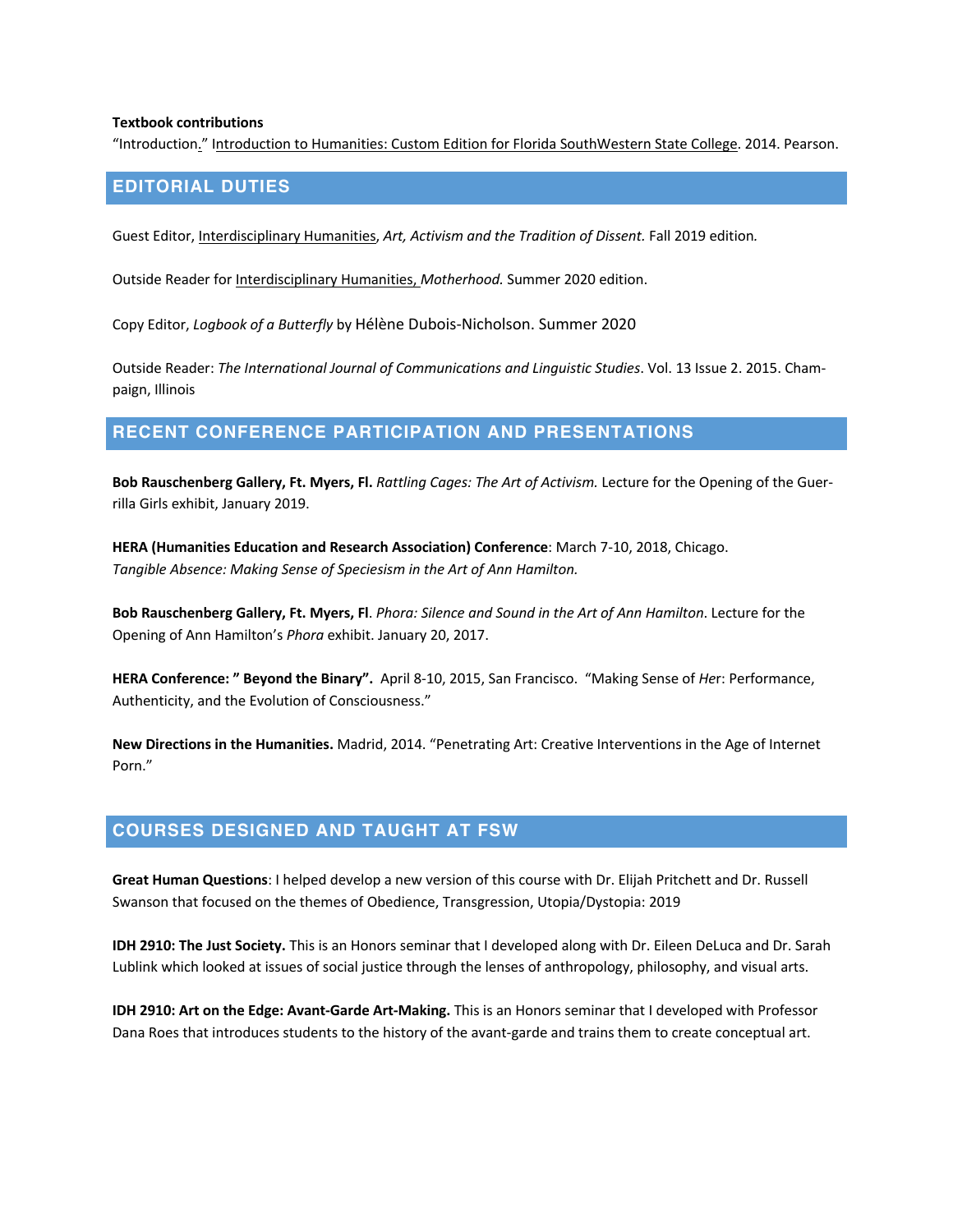**Textbook contributions**

"Introduction." Introduction to Humanities: Custom Edition for Florida SouthWestern State College. 2014. Pearson.

## EDITORIAL DUTIES

Guest Editor, Interdisciplinary Humanities, *Art, Activism and the Tradition of Dissent.* Fall 2019 edition*.*

Outside Reader for Interdisciplinary Humanities, *Motherhood.* Summer 2020 edition.

Copy Editor, *Logbook of a Butterfly* by Hélène Dubois-Nicholson. Summer 2020

Outside Reader: *The International Journal of Communications and Linguistic Studies*. Vol. 13 Issue 2. 2015. Champaign, Illinois

## RECENT CONFERENCE PARTICIPATION AND PRESENTATIONS

**Bob Rauschenberg Gallery, Ft. Myers, Fl.** *Rattling Cages: The Art of Activism.* Lecture for the Opening of the Guerrilla Girls exhibit, January 2019.

**HERA (Humanities Education and Research Association) Conference**: March 7-10, 2018, Chicago. *Tangible Absence: Making Sense of Speciesism in the Art of Ann Hamilton.*

**Bob Rauschenberg Gallery, Ft. Myers, Fl**. *Phora: Silence and Sound in the Art of Ann Hamilton*. Lecture for the Opening of Ann Hamilton's *Phora* exhibit. January 20, 2017.

**HERA Conference: " Beyond the Binary".** April 8-10, 2015, San Francisco. "Making Sense of *Her*: Performance, Authenticity, and the Evolution of Consciousness."

**New Directions in the Humanities.** Madrid, 2014. "Penetrating Art: Creative Interventions in the Age of Internet Porn."

## COURSES DESIGNED AND TAUGHT AT FSW

**Great Human Questions**: I helped develop a new version of this course with Dr. Elijah Pritchett and Dr. Russell Swanson that focused on the themes of Obedience, Transgression, Utopia/Dystopia: 2019

**IDH 2910: The Just Society.** This is an Honors seminar that I developed along with Dr. Eileen DeLuca and Dr. Sarah Lublink which looked at issues of social justice through the lenses of anthropology, philosophy, and visual arts.

**IDH 2910: Art on the Edge: Avant-Garde Art-Making.** This is an Honors seminar that I developed with Professor Dana Roes that introduces students to the history of the avant-garde and trains them to create conceptual art.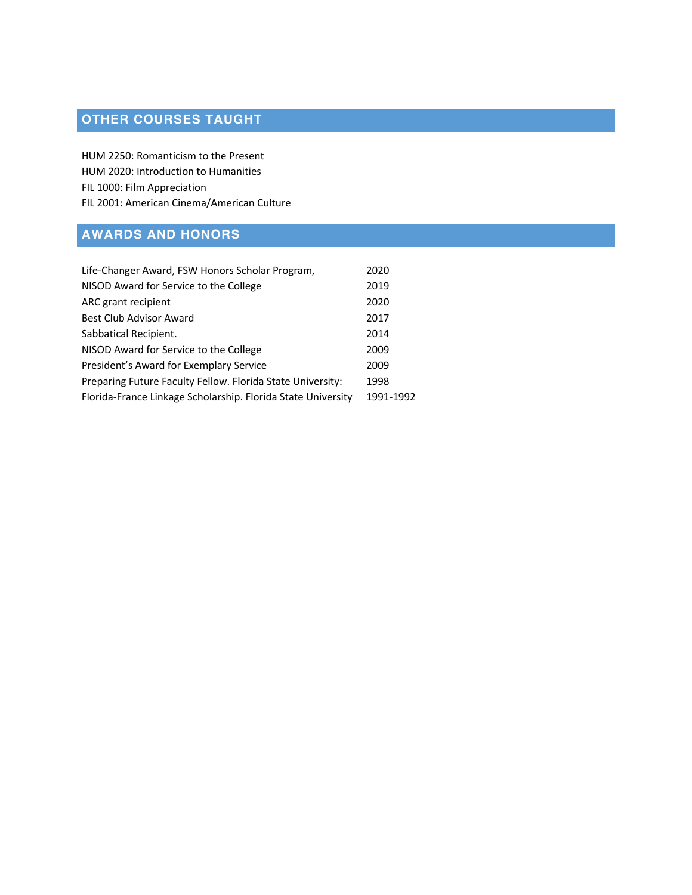## OTHER COURSES TAUGHT

HUM 2250: Romanticism to the Present
HUM 2020: Introduction to Humanities
FIL 1000: Film Appreciation
FIL 2001: American Cinema/American Culture

## AWARDS AND HONORS

| | |
|---|---|
| Life-Changer Award, FSW Honors Scholar Program, | 2020 |
| NISOD Award for Service to the College | 2019 |
| ARC grant recipient | 2020 |
| Best Club Advisor Award | 2017 |
| Sabbatical Recipient. | 2014 |
| NISOD Award for Service to the College | 2009 |
| President's Award for Exemplary Service | 2009 |
| Preparing Future Faculty Fellow. Florida State University: | 1998 |
| Florida-France Linkage Scholarship. Florida State University | 1991-1992 |